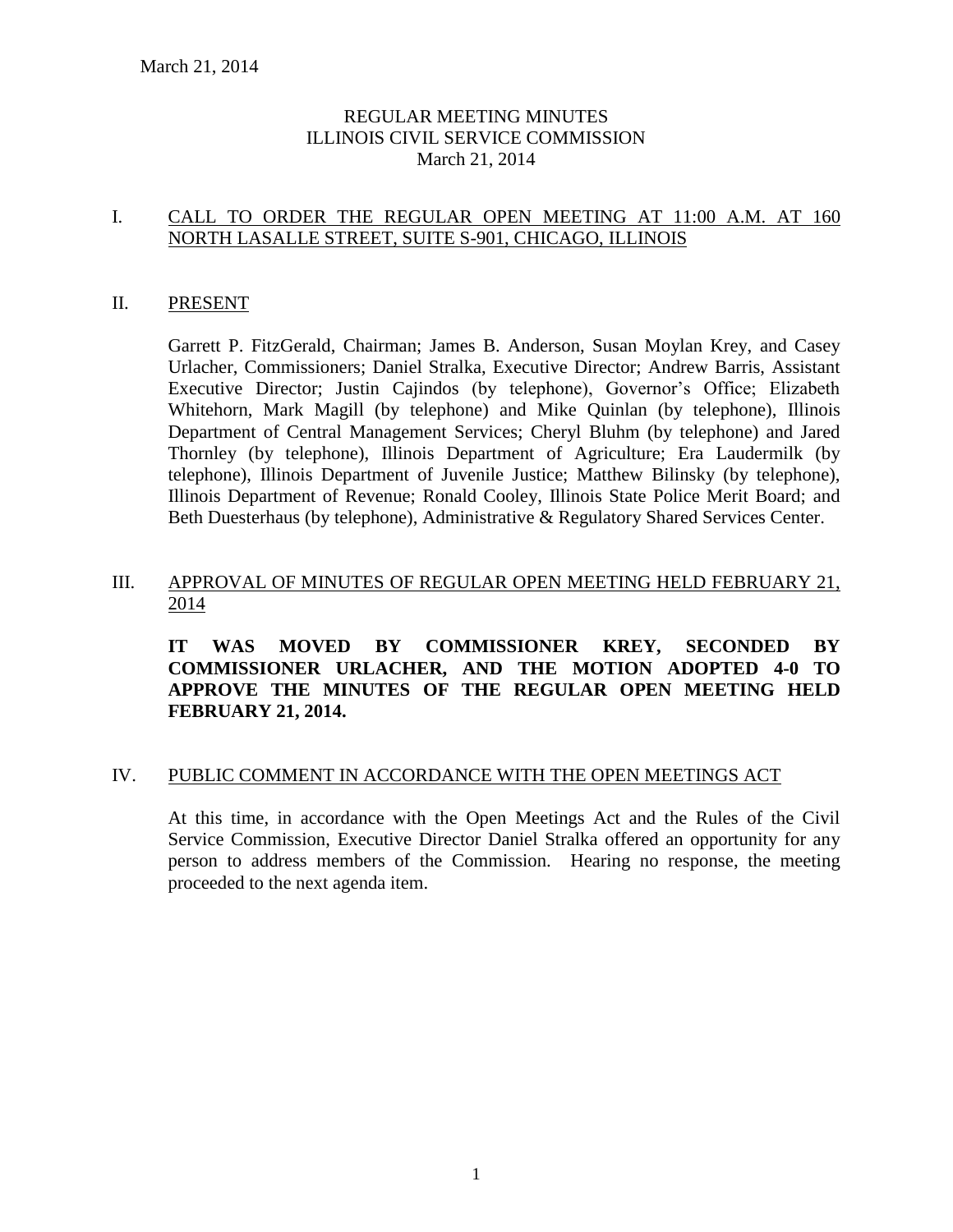March 21, 2014

# REGULAR MEETING MINUTES
# ILLINOIS CIVIL SERVICE COMMISSION
# March 21, 2014

## I. CALL TO ORDER THE REGULAR OPEN MEETING AT 11:00 A.M. AT 160 NORTH LASALLE STREET, SUITE S-901, CHICAGO, ILLINOIS

## II. PRESENT

Garrett P. FitzGerald, Chairman; James B. Anderson, Susan Moylan Krey, and Casey Urlacher, Commissioners; Daniel Stralka, Executive Director; Andrew Barris, Assistant Executive Director; Justin Cajindos (by telephone), Governor's Office; Elizabeth Whitehorn, Mark Magill (by telephone) and Mike Quinlan (by telephone), Illinois Department of Central Management Services; Cheryl Bluhm (by telephone) and Jared Thornley (by telephone), Illinois Department of Agriculture; Era Laudermilk (by telephone), Illinois Department of Juvenile Justice; Matthew Bilinsky (by telephone), Illinois Department of Revenue; Ronald Cooley, Illinois State Police Merit Board; and Beth Duesterhaus (by telephone), Administrative & Regulatory Shared Services Center.

## III. APPROVAL OF MINUTES OF REGULAR OPEN MEETING HELD FEBRUARY 21, 2014

**IT WAS MOVED BY COMMISSIONER KREY, SECONDED BY COMMISSIONER URLACHER, AND THE MOTION ADOPTED 4-0 TO APPROVE THE MINUTES OF THE REGULAR OPEN MEETING HELD FEBRUARY 21, 2014.**

## IV. PUBLIC COMMENT IN ACCORDANCE WITH THE OPEN MEETINGS ACT

At this time, in accordance with the Open Meetings Act and the Rules of the Civil Service Commission, Executive Director Daniel Stralka offered an opportunity for any person to address members of the Commission. Hearing no response, the meeting proceeded to the next agenda item.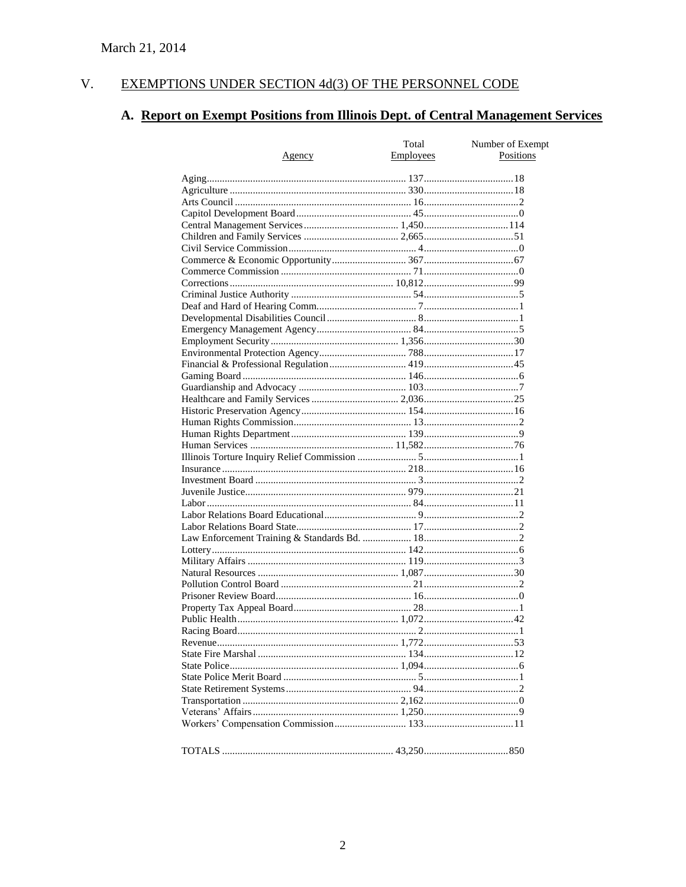March 21, 2014

## V. EXEMPTIONS UNDER SECTION 4d(3) OF THE PERSONNEL CODE

### A. Report on Exempt Positions from Illinois Dept. of Central Management Services

| Agency | Total Employees | Number of Exempt Positions |
|---|---|---|
| Aging | 137 | 18 |
| Agriculture | 330 | 18 |
| Arts Council | 16 | 2 |
| Capitol Development Board | 45 | 0 |
| Central Management Services | 1,450 | 114 |
| Children and Family Services | 2,665 | 51 |
| Civil Service Commission | 4 | 0 |
| Commerce & Economic Opportunity | 367 | 67 |
| Commerce Commission | 71 | 0 |
| Corrections | 10,812 | 99 |
| Criminal Justice Authority | 54 | 5 |
| Deaf and Hard of Hearing Comm. | 7 | 1 |
| Developmental Disabilities Council | 8 | 1 |
| Emergency Management Agency | 84 | 5 |
| Employment Security | 1,356 | 30 |
| Environmental Protection Agency | 788 | 17 |
| Financial & Professional Regulation | 419 | 45 |
| Gaming Board | 146 | 6 |
| Guardianship and Advocacy | 103 | 7 |
| Healthcare and Family Services | 2,036 | 25 |
| Historic Preservation Agency | 154 | 16 |
| Human Rights Commission | 13 | 2 |
| Human Rights Department | 139 | 9 |
| Human Services | 11,582 | 76 |
| Illinois Torture Inquiry Relief Commission | 5 | 1 |
| Insurance | 218 | 16 |
| Investment Board | 3 | 2 |
| Juvenile Justice | 979 | 21 |
| Labor | 84 | 11 |
| Labor Relations Board Educational | 9 | 2 |
| Labor Relations Board State | 17 | 2 |
| Law Enforcement Training & Standards Bd. | 18 | 2 |
| Lottery | 142 | 6 |
| Military Affairs | 119 | 3 |
| Natural Resources | 1,087 | 30 |
| Pollution Control Board | 21 | 2 |
| Prisoner Review Board | 16 | 0 |
| Property Tax Appeal Board | 28 | 1 |
| Public Health | 1,072 | 42 |
| Racing Board | 2 | 1 |
| Revenue | 1,772 | 53 |
| State Fire Marshal | 134 | 12 |
| State Police | 1,094 | 6 |
| State Police Merit Board | 5 | 1 |
| State Retirement Systems | 94 | 2 |
| Transportation | 2,162 | 0 |
| Veterans' Affairs | 1,250 | 9 |
| Workers' Compensation Commission | 133 | 11 |
| TOTALS | 43,250 | 850 |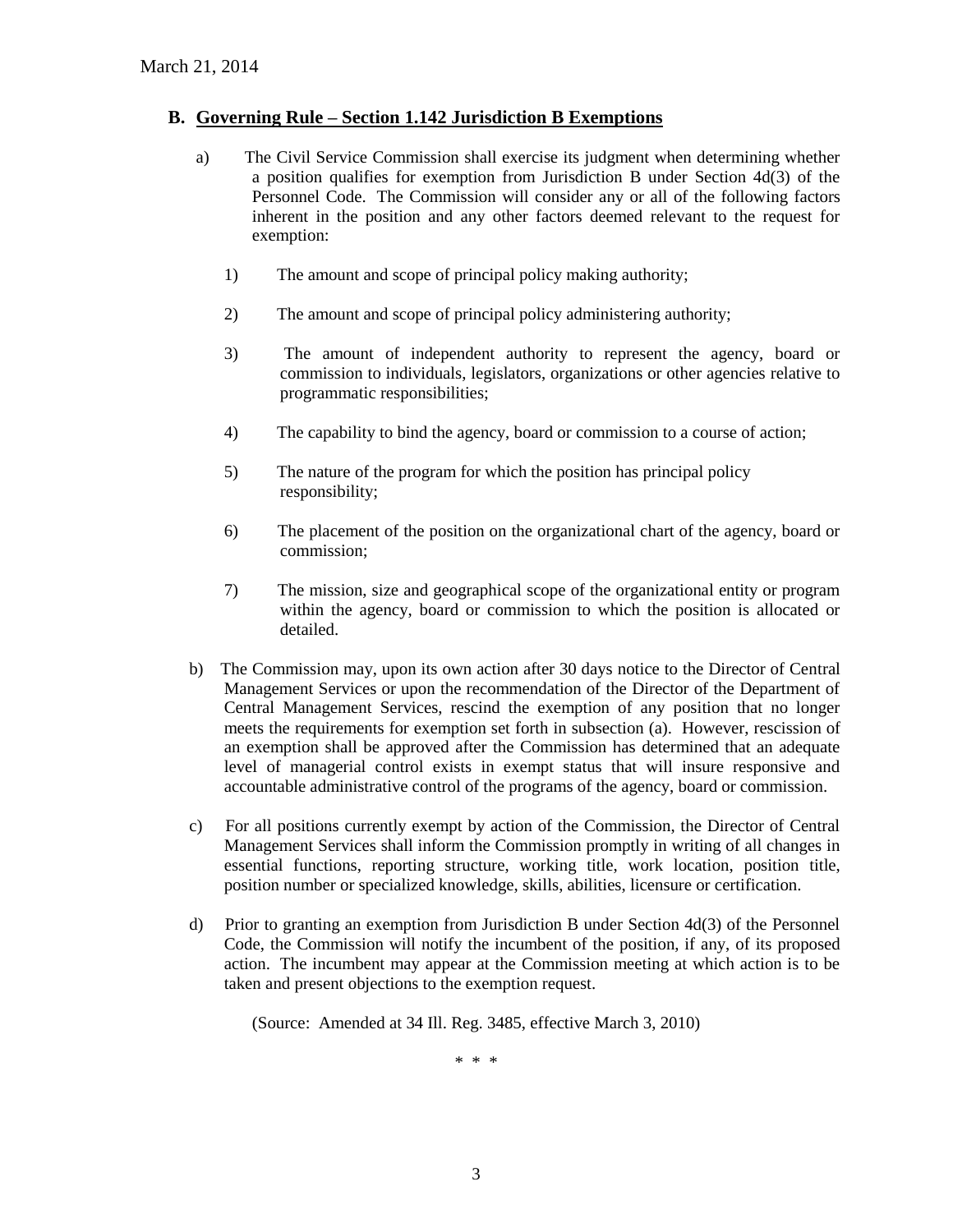March 21, 2014

## B. Governing Rule – Section 1.142 Jurisdiction B Exemptions

a) The Civil Service Commission shall exercise its judgment when determining whether a position qualifies for exemption from Jurisdiction B under Section 4d(3) of the Personnel Code. The Commission will consider any or all of the following factors inherent in the position and any other factors deemed relevant to the request for exemption:

1) The amount and scope of principal policy making authority;

2) The amount and scope of principal policy administering authority;

3) The amount of independent authority to represent the agency, board or commission to individuals, legislators, organizations or other agencies relative to programmatic responsibilities;

4) The capability to bind the agency, board or commission to a course of action;

5) The nature of the program for which the position has principal policy responsibility;

6) The placement of the position on the organizational chart of the agency, board or commission;

7) The mission, size and geographical scope of the organizational entity or program within the agency, board or commission to which the position is allocated or detailed.

b) The Commission may, upon its own action after 30 days notice to the Director of Central Management Services or upon the recommendation of the Director of the Department of Central Management Services, rescind the exemption of any position that no longer meets the requirements for exemption set forth in subsection (a). However, rescission of an exemption shall be approved after the Commission has determined that an adequate level of managerial control exists in exempt status that will insure responsive and accountable administrative control of the programs of the agency, board or commission.

c) For all positions currently exempt by action of the Commission, the Director of Central Management Services shall inform the Commission promptly in writing of all changes in essential functions, reporting structure, working title, work location, position title, position number or specialized knowledge, skills, abilities, licensure or certification.

d) Prior to granting an exemption from Jurisdiction B under Section 4d(3) of the Personnel Code, the Commission will notify the incumbent of the position, if any, of its proposed action. The incumbent may appear at the Commission meeting at which action is to be taken and present objections to the exemption request.

(Source: Amended at 34 Ill. Reg. 3485, effective March 3, 2010)

\* \* \*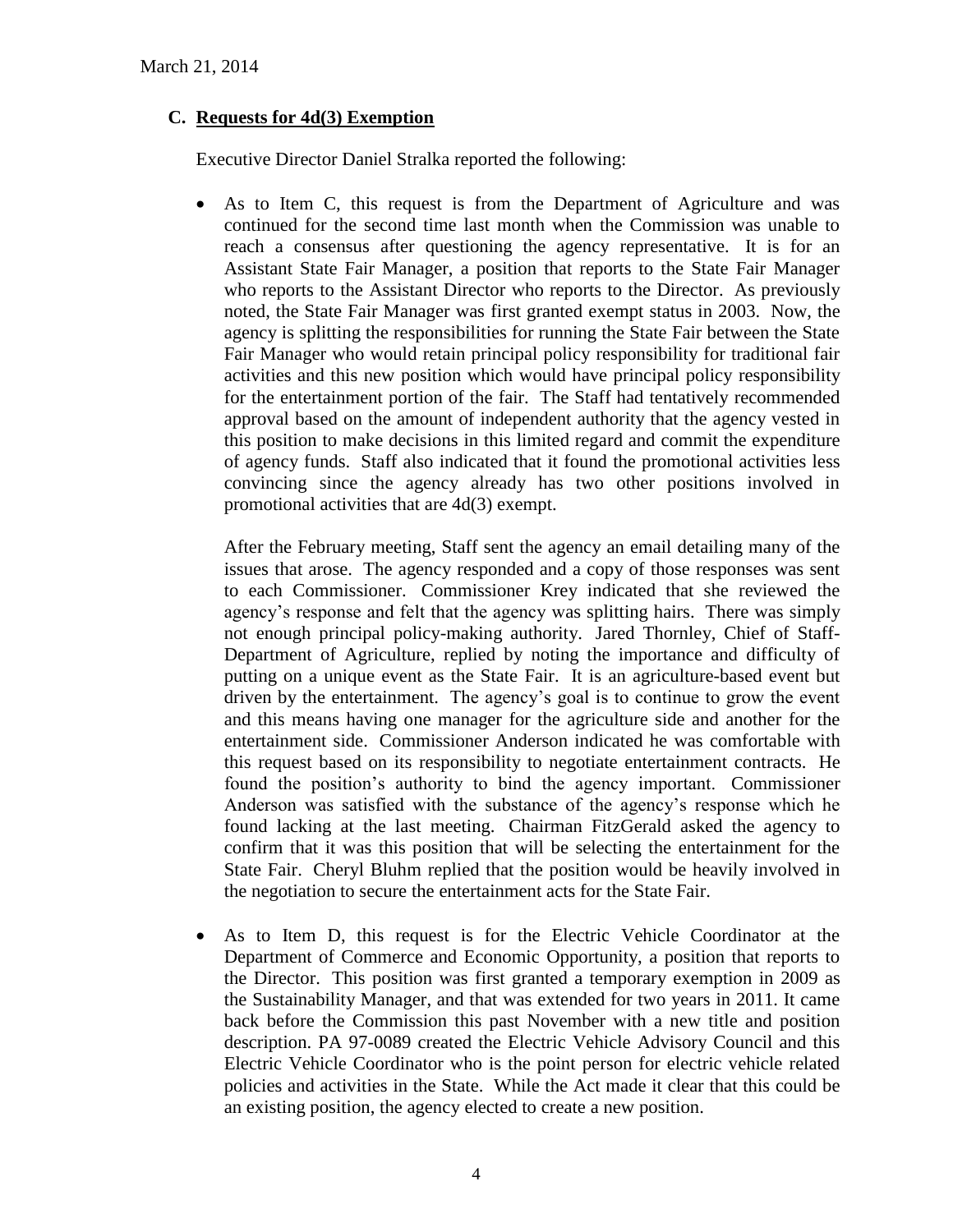March 21, 2014

## C. Requests for 4d(3) Exemption

Executive Director Daniel Stralka reported the following:

- As to Item C, this request is from the Department of Agriculture and was continued for the second time last month when the Commission was unable to reach a consensus after questioning the agency representative. It is for an Assistant State Fair Manager, a position that reports to the State Fair Manager who reports to the Assistant Director who reports to the Director. As previously noted, the State Fair Manager was first granted exempt status in 2003. Now, the agency is splitting the responsibilities for running the State Fair between the State Fair Manager who would retain principal policy responsibility for traditional fair activities and this new position which would have principal policy responsibility for the entertainment portion of the fair. The Staff had tentatively recommended approval based on the amount of independent authority that the agency vested in this position to make decisions in this limited regard and commit the expenditure of agency funds. Staff also indicated that it found the promotional activities less convincing since the agency already has two other positions involved in promotional activities that are 4d(3) exempt.

  After the February meeting, Staff sent the agency an email detailing many of the issues that arose. The agency responded and a copy of those responses was sent to each Commissioner. Commissioner Krey indicated that she reviewed the agency's response and felt that the agency was splitting hairs. There was simply not enough principal policy-making authority. Jared Thornley, Chief of Staff-Department of Agriculture, replied by noting the importance and difficulty of putting on a unique event as the State Fair. It is an agriculture-based event but driven by the entertainment. The agency's goal is to continue to grow the event and this means having one manager for the agriculture side and another for the entertainment side. Commissioner Anderson indicated he was comfortable with this request based on its responsibility to negotiate entertainment contracts. He found the position's authority to bind the agency important. Commissioner Anderson was satisfied with the substance of the agency's response which he found lacking at the last meeting. Chairman FitzGerald asked the agency to confirm that it was this position that will be selecting the entertainment for the State Fair. Cheryl Bluhm replied that the position would be heavily involved in the negotiation to secure the entertainment acts for the State Fair.

- As to Item D, this request is for the Electric Vehicle Coordinator at the Department of Commerce and Economic Opportunity, a position that reports to the Director. This position was first granted a temporary exemption in 2009 as the Sustainability Manager, and that was extended for two years in 2011. It came back before the Commission this past November with a new title and position description. PA 97-0089 created the Electric Vehicle Advisory Council and this Electric Vehicle Coordinator who is the point person for electric vehicle related policies and activities in the State. While the Act made it clear that this could be an existing position, the agency elected to create a new position.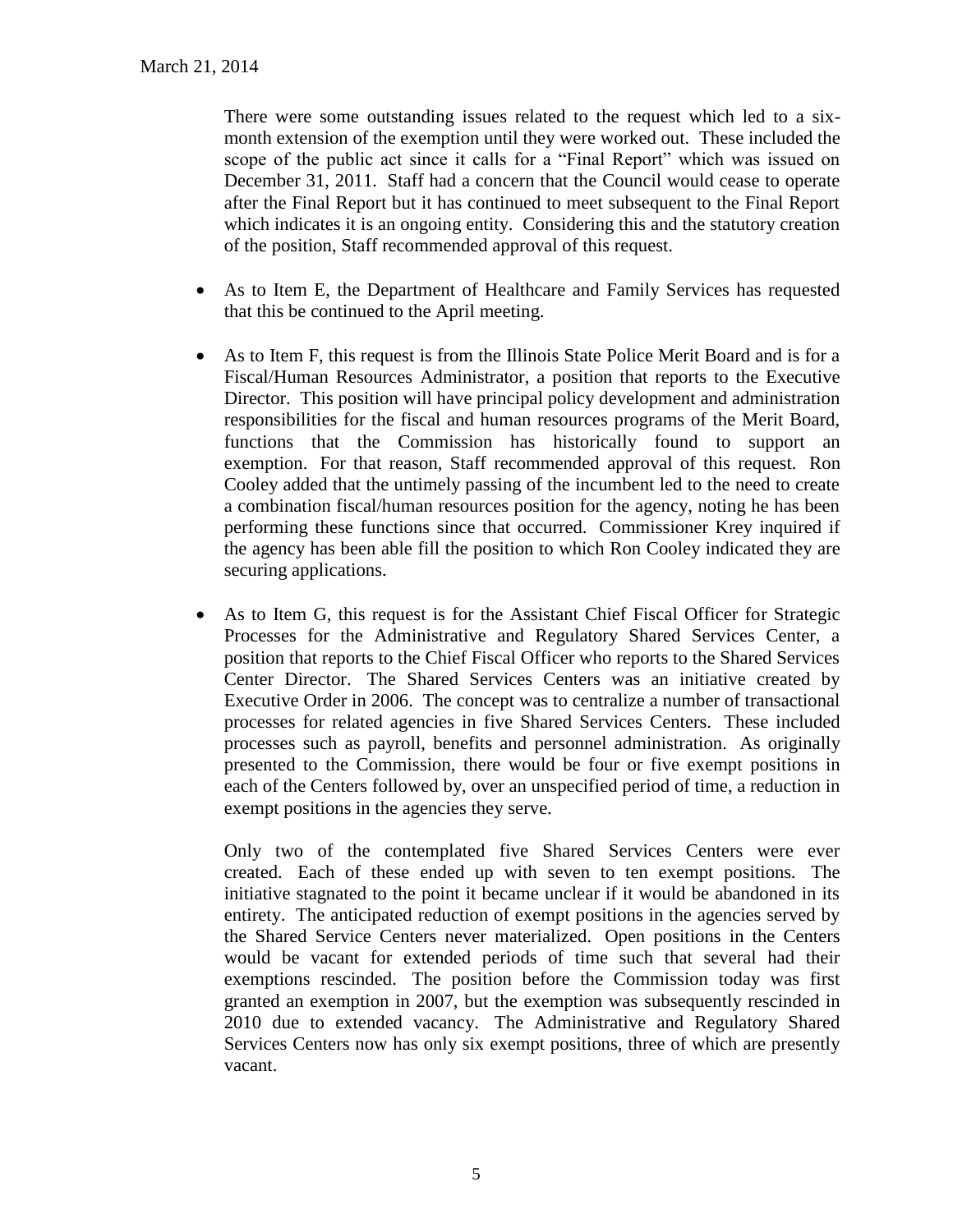There were some outstanding issues related to the request which led to a six-month extension of the exemption until they were worked out. These included the scope of the public act since it calls for a "Final Report" which was issued on December 31, 2011. Staff had a concern that the Council would cease to operate after the Final Report but it has continued to meet subsequent to the Final Report which indicates it is an ongoing entity. Considering this and the statutory creation of the position, Staff recommended approval of this request.

- As to Item E, the Department of Healthcare and Family Services has requested that this be continued to the April meeting.

- As to Item F, this request is from the Illinois State Police Merit Board and is for a Fiscal/Human Resources Administrator, a position that reports to the Executive Director. This position will have principal policy development and administration responsibilities for the fiscal and human resources programs of the Merit Board, functions that the Commission has historically found to support an exemption. For that reason, Staff recommended approval of this request. Ron Cooley added that the untimely passing of the incumbent led to the need to create a combination fiscal/human resources position for the agency, noting he has been performing these functions since that occurred. Commissioner Krey inquired if the agency has been able fill the position to which Ron Cooley indicated they are securing applications.

- As to Item G, this request is for the Assistant Chief Fiscal Officer for Strategic Processes for the Administrative and Regulatory Shared Services Center, a position that reports to the Chief Fiscal Officer who reports to the Shared Services Center Director. The Shared Services Centers was an initiative created by Executive Order in 2006. The concept was to centralize a number of transactional processes for related agencies in five Shared Services Centers. These included processes such as payroll, benefits and personnel administration. As originally presented to the Commission, there would be four or five exempt positions in each of the Centers followed by, over an unspecified period of time, a reduction in exempt positions in the agencies they serve.

  Only two of the contemplated five Shared Services Centers were ever created. Each of these ended up with seven to ten exempt positions. The initiative stagnated to the point it became unclear if it would be abandoned in its entirety. The anticipated reduction of exempt positions in the agencies served by the Shared Service Centers never materialized. Open positions in the Centers would be vacant for extended periods of time such that several had their exemptions rescinded. The position before the Commission today was first granted an exemption in 2007, but the exemption was subsequently rescinded in 2010 due to extended vacancy. The Administrative and Regulatory Shared Services Centers now has only six exempt positions, three of which are presently vacant.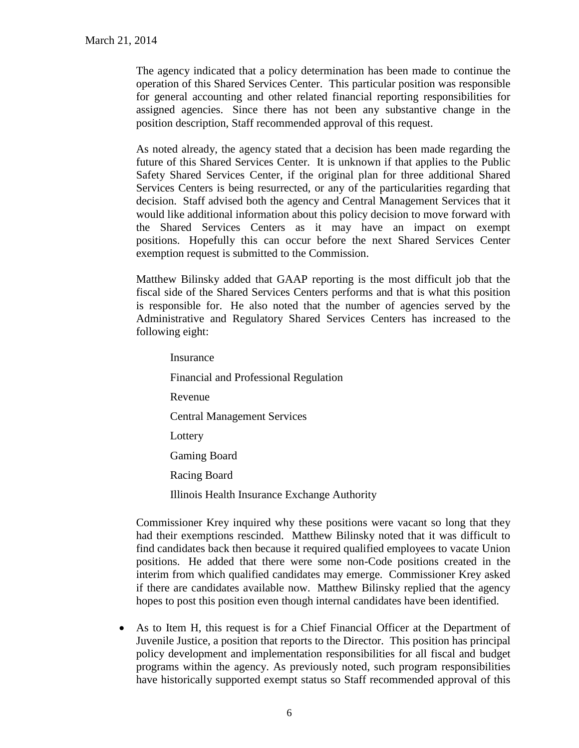The agency indicated that a policy determination has been made to continue the operation of this Shared Services Center. This particular position was responsible for general accounting and other related financial reporting responsibilities for assigned agencies. Since there has not been any substantive change in the position description, Staff recommended approval of this request.

As noted already, the agency stated that a decision has been made regarding the future of this Shared Services Center. It is unknown if that applies to the Public Safety Shared Services Center, if the original plan for three additional Shared Services Centers is being resurrected, or any of the particularities regarding that decision. Staff advised both the agency and Central Management Services that it would like additional information about this policy decision to move forward with the Shared Services Centers as it may have an impact on exempt positions. Hopefully this can occur before the next Shared Services Center exemption request is submitted to the Commission.

Matthew Bilinsky added that GAAP reporting is the most difficult job that the fiscal side of the Shared Services Centers performs and that is what this position is responsible for. He also noted that the number of agencies served by the Administrative and Regulatory Shared Services Centers has increased to the following eight:

Insurance

Financial and Professional Regulation

Revenue

Central Management Services

Lottery

Gaming Board

Racing Board

Illinois Health Insurance Exchange Authority

Commissioner Krey inquired why these positions were vacant so long that they had their exemptions rescinded. Matthew Bilinsky noted that it was difficult to find candidates back then because it required qualified employees to vacate Union positions. He added that there were some non-Code positions created in the interim from which qualified candidates may emerge. Commissioner Krey asked if there are candidates available now. Matthew Bilinsky replied that the agency hopes to post this position even though internal candidates have been identified.

- As to Item H, this request is for a Chief Financial Officer at the Department of Juvenile Justice, a position that reports to the Director. This position has principal policy development and implementation responsibilities for all fiscal and budget programs within the agency. As previously noted, such program responsibilities have historically supported exempt status so Staff recommended approval of this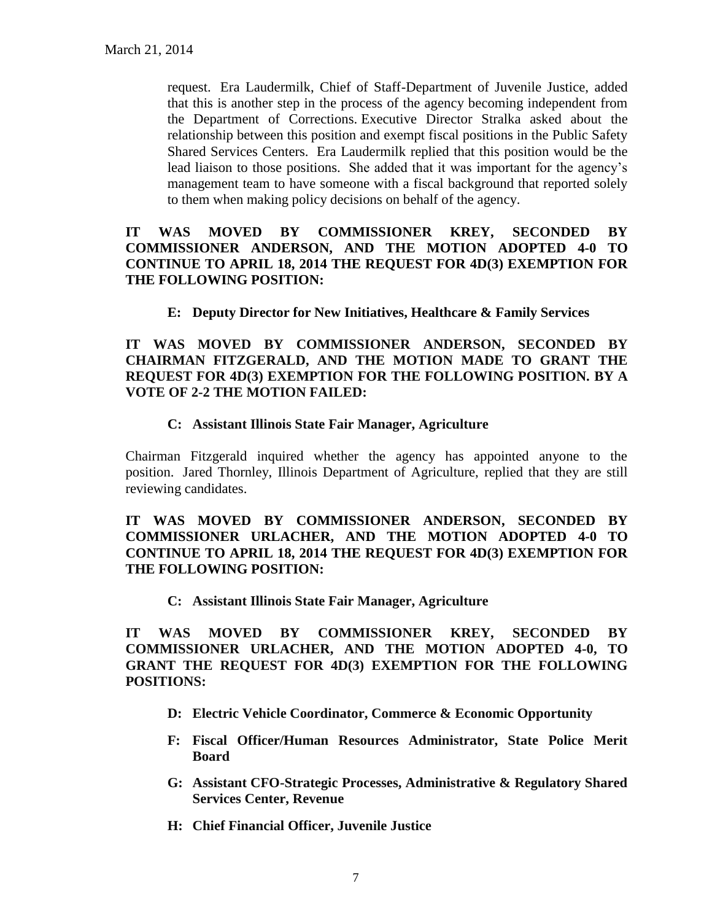request. Era Laudermilk, Chief of Staff-Department of Juvenile Justice, added that this is another step in the process of the agency becoming independent from the Department of Corrections. Executive Director Stralka asked about the relationship between this position and exempt fiscal positions in the Public Safety Shared Services Centers. Era Laudermilk replied that this position would be the lead liaison to those positions. She added that it was important for the agency's management team to have someone with a fiscal background that reported solely to them when making policy decisions on behalf of the agency.

**IT WAS MOVED BY COMMISSIONER KREY, SECONDED BY COMMISSIONER ANDERSON, AND THE MOTION ADOPTED 4-0 TO CONTINUE TO APRIL 18, 2014 THE REQUEST FOR 4D(3) EXEMPTION FOR THE FOLLOWING POSITION:**

- **E: Deputy Director for New Initiatives, Healthcare & Family Services**

**IT WAS MOVED BY COMMISSIONER ANDERSON, SECONDED BY CHAIRMAN FITZGERALD, AND THE MOTION MADE TO GRANT THE REQUEST FOR 4D(3) EXEMPTION FOR THE FOLLOWING POSITION. BY A VOTE OF 2-2 THE MOTION FAILED:**

- **C: Assistant Illinois State Fair Manager, Agriculture**

Chairman Fitzgerald inquired whether the agency has appointed anyone to the position. Jared Thornley, Illinois Department of Agriculture, replied that they are still reviewing candidates.

**IT WAS MOVED BY COMMISSIONER ANDERSON, SECONDED BY COMMISSIONER URLACHER, AND THE MOTION ADOPTED 4-0 TO CONTINUE TO APRIL 18, 2014 THE REQUEST FOR 4D(3) EXEMPTION FOR THE FOLLOWING POSITION:**

- **C: Assistant Illinois State Fair Manager, Agriculture**

**IT WAS MOVED BY COMMISSIONER KREY, SECONDED BY COMMISSIONER URLACHER, AND THE MOTION ADOPTED 4-0, TO GRANT THE REQUEST FOR 4D(3) EXEMPTION FOR THE FOLLOWING POSITIONS:**

- **D: Electric Vehicle Coordinator, Commerce & Economic Opportunity**
- **F: Fiscal Officer/Human Resources Administrator, State Police Merit Board**
- **G: Assistant CFO-Strategic Processes, Administrative & Regulatory Shared Services Center, Revenue**
- **H: Chief Financial Officer, Juvenile Justice**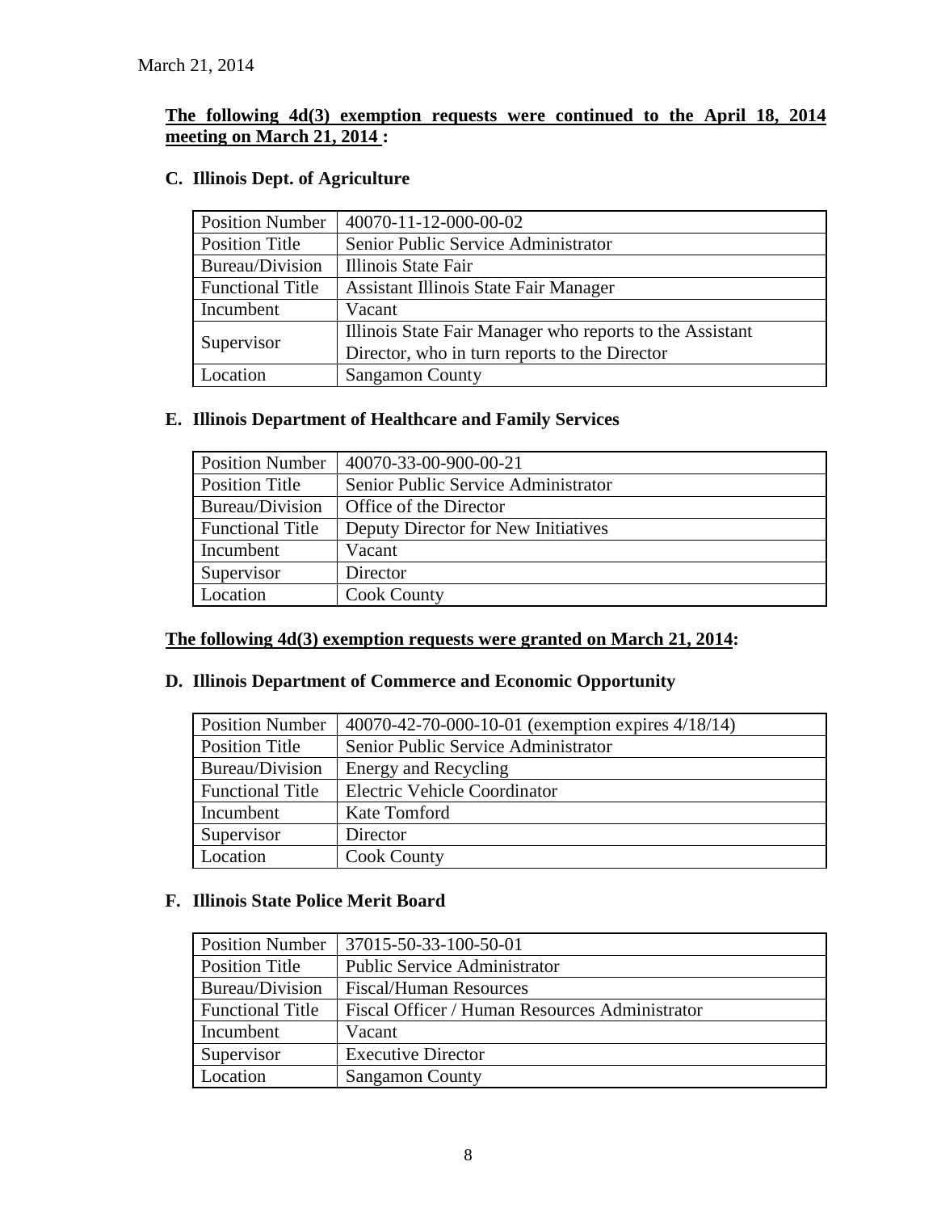March 21, 2014

**The following 4d(3) exemption requests were continued to the April 18, 2014 meeting on March 21, 2014 :**

### C. Illinois Dept. of Agriculture

| Position Number | 40070-11-12-000-00-02 |
|---|---|
| Position Title | Senior Public Service Administrator |
| Bureau/Division | Illinois State Fair |
| Functional Title | Assistant Illinois State Fair Manager |
| Incumbent | Vacant |
| Supervisor | Illinois State Fair Manager who reports to the Assistant Director, who in turn reports to the Director |
| Location | Sangamon County |

### E. Illinois Department of Healthcare and Family Services

| Position Number | 40070-33-00-900-00-21 |
|---|---|
| Position Title | Senior Public Service Administrator |
| Bureau/Division | Office of the Director |
| Functional Title | Deputy Director for New Initiatives |
| Incumbent | Vacant |
| Supervisor | Director |
| Location | Cook County |

**The following 4d(3) exemption requests were granted on March 21, 2014:**

### D. Illinois Department of Commerce and Economic Opportunity

| Position Number | 40070-42-70-000-10-01 (exemption expires 4/18/14) |
|---|---|
| Position Title | Senior Public Service Administrator |
| Bureau/Division | Energy and Recycling |
| Functional Title | Electric Vehicle Coordinator |
| Incumbent | Kate Tomford |
| Supervisor | Director |
| Location | Cook County |

### F. Illinois State Police Merit Board

| Position Number | 37015-50-33-100-50-01 |
|---|---|
| Position Title | Public Service Administrator |
| Bureau/Division | Fiscal/Human Resources |
| Functional Title | Fiscal Officer / Human Resources Administrator |
| Incumbent | Vacant |
| Supervisor | Executive Director |
| Location | Sangamon County |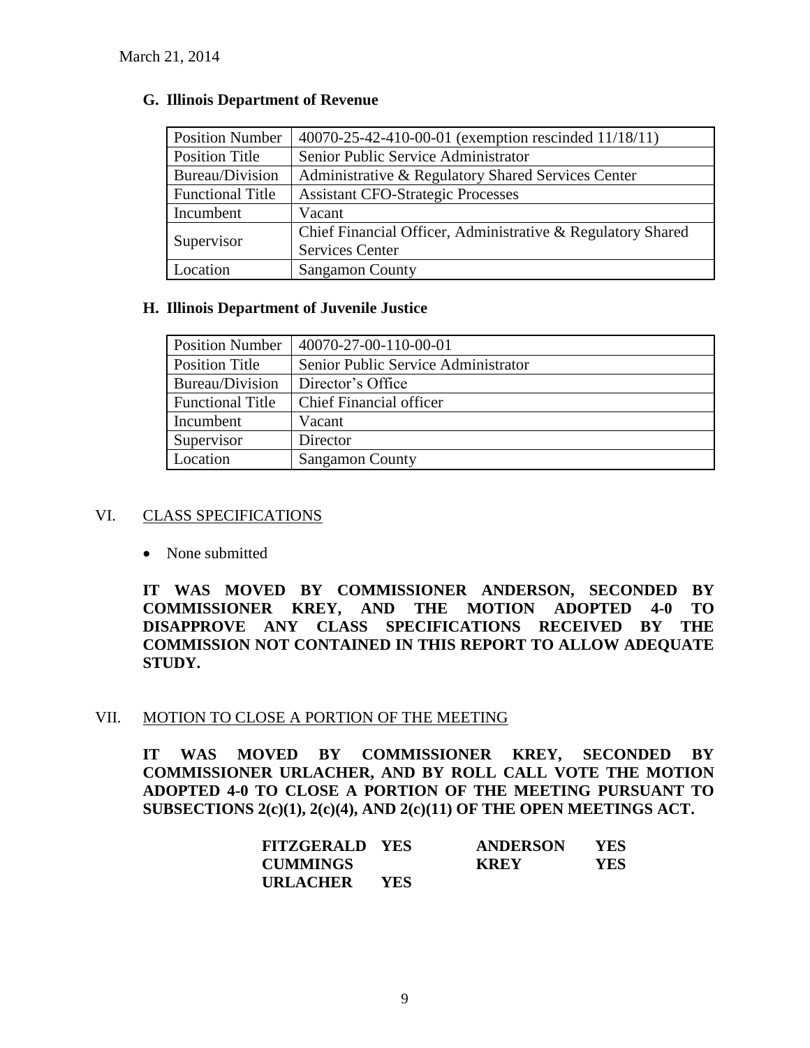March 21, 2014

### G. Illinois Department of Revenue

| Position Number | 40070-25-42-410-00-01 (exemption rescinded 11/18/11) |
|---|---|
| Position Title | Senior Public Service Administrator |
| Bureau/Division | Administrative & Regulatory Shared Services Center |
| Functional Title | Assistant CFO-Strategic Processes |
| Incumbent | Vacant |
| Supervisor | Chief Financial Officer, Administrative & Regulatory Shared Services Center |
| Location | Sangamon County |

### H. Illinois Department of Juvenile Justice

| Position Number | 40070-27-00-110-00-01 |
|---|---|
| Position Title | Senior Public Service Administrator |
| Bureau/Division | Director's Office |
| Functional Title | Chief Financial officer |
| Incumbent | Vacant |
| Supervisor | Director |
| Location | Sangamon County |

## VI. CLASS SPECIFICATIONS

- None submitted

**IT WAS MOVED BY COMMISSIONER ANDERSON, SECONDED BY COMMISSIONER KREY, AND THE MOTION ADOPTED 4-0 TO DISAPPROVE ANY CLASS SPECIFICATIONS RECEIVED BY THE COMMISSION NOT CONTAINED IN THIS REPORT TO ALLOW ADEQUATE STUDY.**

## VII. MOTION TO CLOSE A PORTION OF THE MEETING

**IT WAS MOVED BY COMMISSIONER KREY, SECONDED BY COMMISSIONER URLACHER, AND BY ROLL CALL VOTE THE MOTION ADOPTED 4-0 TO CLOSE A PORTION OF THE MEETING PURSUANT TO SUBSECTIONS 2(c)(1), 2(c)(4), AND 2(c)(11) OF THE OPEN MEETINGS ACT.**

| | | | |
|---|---|---|---|
| **FITZGERALD** | **YES** | **ANDERSON** | **YES** |
| **CUMMINGS** | | **KREY** | **YES** |
| **URLACHER** | **YES** | | |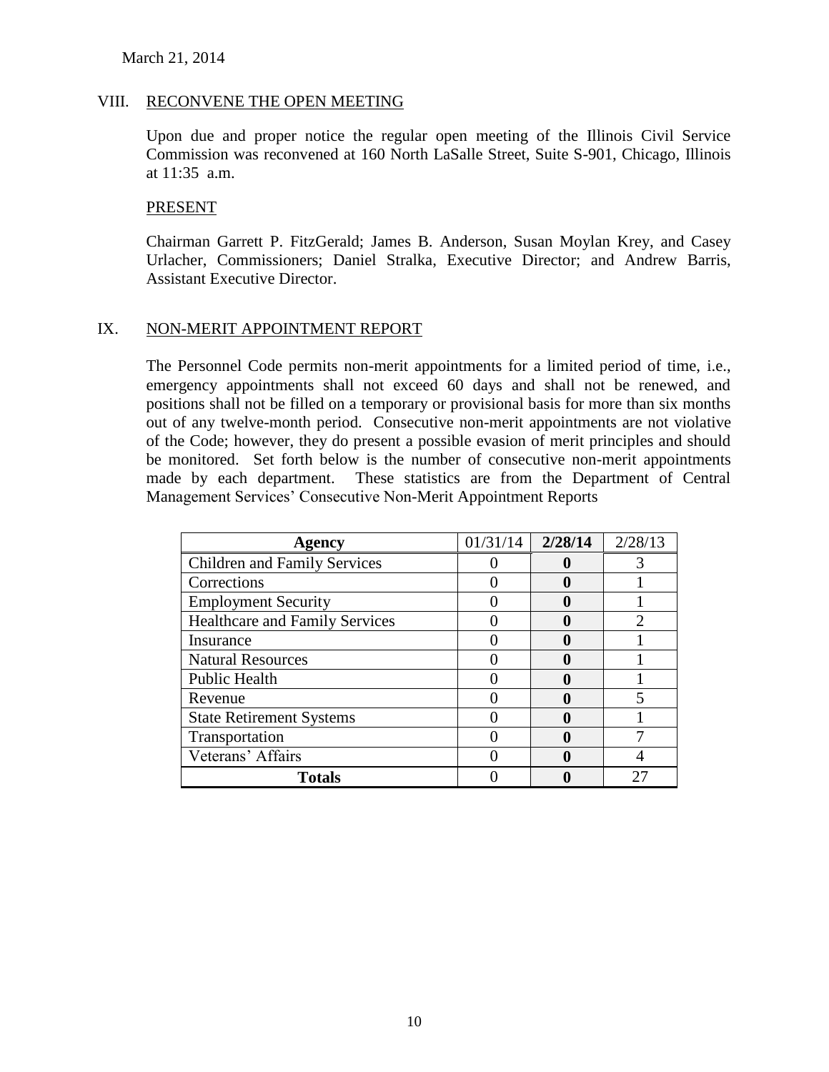March 21, 2014

## VIII. RECONVENE THE OPEN MEETING

Upon due and proper notice the regular open meeting of the Illinois Civil Service Commission was reconvened at 160 North LaSalle Street, Suite S-901, Chicago, Illinois at 11:35 a.m.

### PRESENT

Chairman Garrett P. FitzGerald; James B. Anderson, Susan Moylan Krey, and Casey Urlacher, Commissioners; Daniel Stralka, Executive Director; and Andrew Barris, Assistant Executive Director.

## IX. NON-MERIT APPOINTMENT REPORT

The Personnel Code permits non-merit appointments for a limited period of time, i.e., emergency appointments shall not exceed 60 days and shall not be renewed, and positions shall not be filled on a temporary or provisional basis for more than six months out of any twelve-month period. Consecutive non-merit appointments are not violative of the Code; however, they do present a possible evasion of merit principles and should be monitored. Set forth below is the number of consecutive non-merit appointments made by each department. These statistics are from the Department of Central Management Services' Consecutive Non-Merit Appointment Reports

| Agency | 01/31/14 | **2/28/14** | 2/28/13 |
|---|---|---|---|
| Children and Family Services | 0 | **0** | 3 |
| Corrections | 0 | **0** | 1 |
| Employment Security | 0 | **0** | 1 |
| Healthcare and Family Services | 0 | **0** | 2 |
| Insurance | 0 | **0** | 1 |
| Natural Resources | 0 | **0** | 1 |
| Public Health | 0 | **0** | 1 |
| Revenue | 0 | **0** | 5 |
| State Retirement Systems | 0 | **0** | 1 |
| Transportation | 0 | **0** | 7 |
| Veterans' Affairs | 0 | **0** | 4 |
| **Totals** | 0 | **0** | 27 |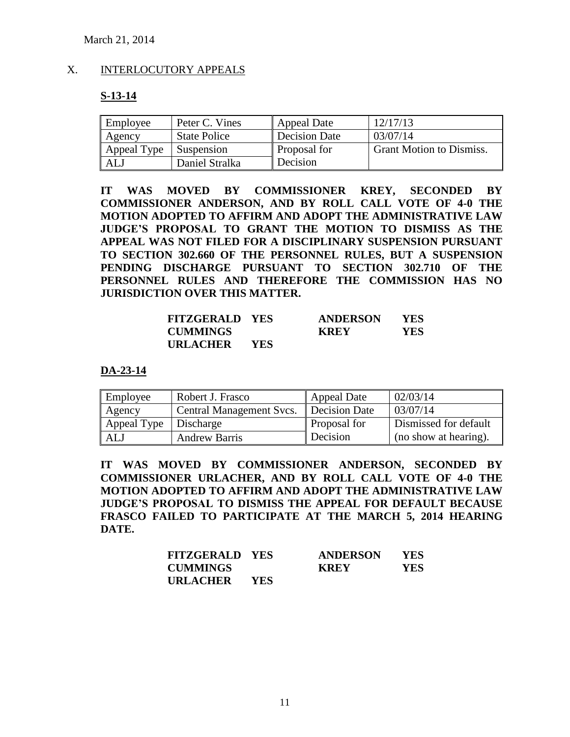March 21, 2014

## X. INTERLOCUTORY APPEALS

### S-13-14

| Employee | Peter C. Vines | Appeal Date | 12/17/13 |
|---|---|---|---|
| Agency | State Police | Decision Date | 03/07/14 |
| Appeal Type | Suspension | Proposal for Decision | Grant Motion to Dismiss. |
| ALJ | Daniel Stralka | | |

**IT WAS MOVED BY COMMISSIONER KREY, SECONDED BY COMMISSIONER ANDERSON, AND BY ROLL CALL VOTE OF 4-0 THE MOTION ADOPTED TO AFFIRM AND ADOPT THE ADMINISTRATIVE LAW JUDGE'S PROPOSAL TO GRANT THE MOTION TO DISMISS AS THE APPEAL WAS NOT FILED FOR A DISCIPLINARY SUSPENSION PURSUANT TO SECTION 302.660 OF THE PERSONNEL RULES, BUT A SUSPENSION PENDING DISCHARGE PURSUANT TO SECTION 302.710 OF THE PERSONNEL RULES AND THEREFORE THE COMMISSION HAS NO JURISDICTION OVER THIS MATTER.**

| | | | |
|---|---|---|---|
| **FITZGERALD** | **YES** | **ANDERSON** | **YES** |
| **CUMMINGS** | | **KREY** | **YES** |
| **URLACHER** | **YES** | | |

### DA-23-14

| Employee | Robert J. Frasco | Appeal Date | 02/03/14 |
|---|---|---|---|
| Agency | Central Management Svcs. | Decision Date | 03/07/14 |
| Appeal Type | Discharge | Proposal for Decision | Dismissed for default (no show at hearing). |
| ALJ | Andrew Barris | | |

**IT WAS MOVED BY COMMISSIONER ANDERSON, SECONDED BY COMMISSIONER URLACHER, AND BY ROLL CALL VOTE OF 4-0 THE MOTION ADOPTED TO AFFIRM AND ADOPT THE ADMINISTRATIVE LAW JUDGE'S PROPOSAL TO DISMISS THE APPEAL FOR DEFAULT BECAUSE FRASCO FAILED TO PARTICIPATE AT THE MARCH 5, 2014 HEARING DATE.**

| | | | |
|---|---|---|---|
| **FITZGERALD** | **YES** | **ANDERSON** | **YES** |
| **CUMMINGS** | | **KREY** | **YES** |
| **URLACHER** | **YES** | | |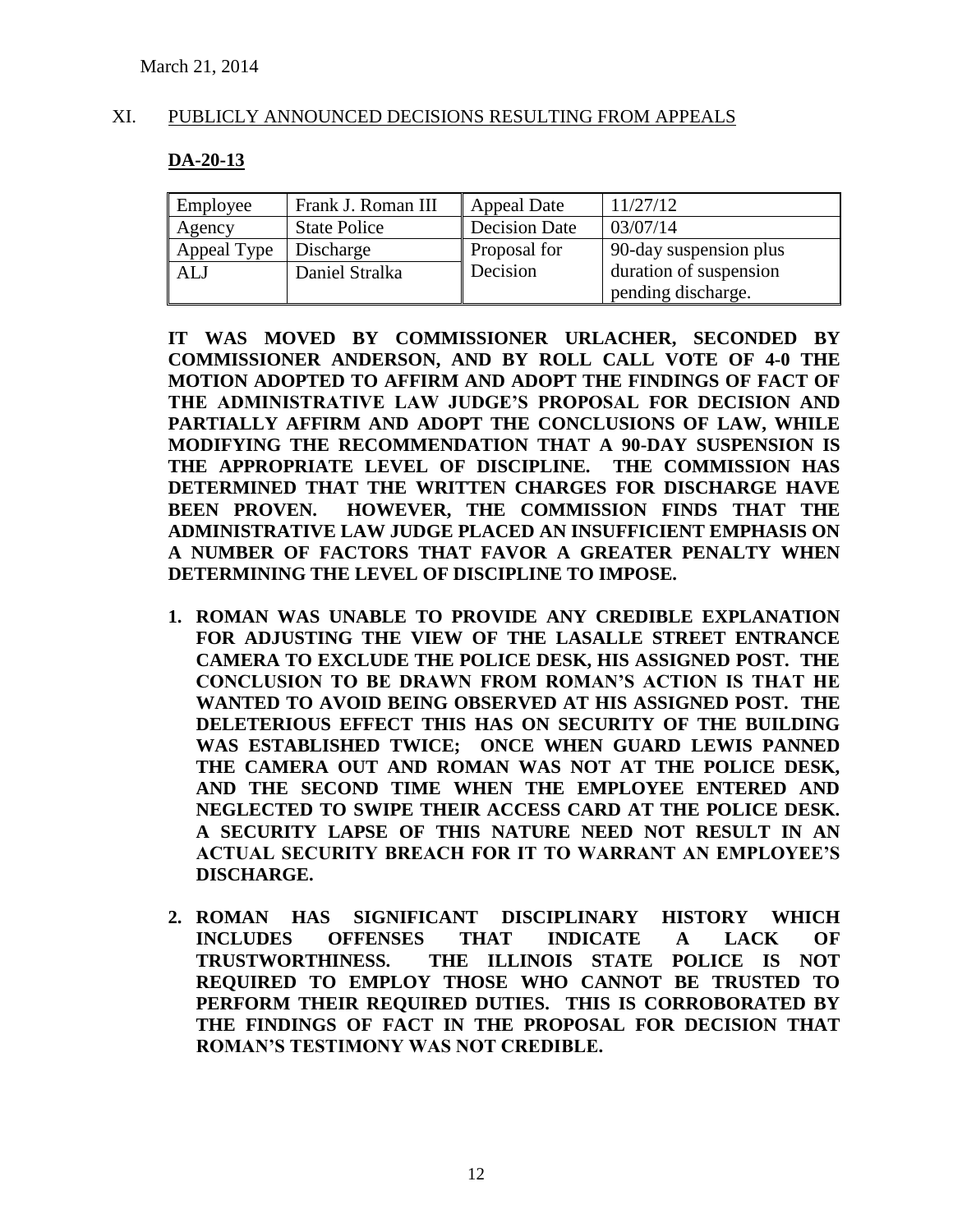March 21, 2014

## XI. PUBLICLY ANNOUNCED DECISIONS RESULTING FROM APPEALS

### DA-20-13

| Employee | Frank J. Roman III | Appeal Date | 11/27/12 |
|---|---|---|---|
| Agency | State Police | Decision Date | 03/07/14 |
| Appeal Type | Discharge | Proposal for Decision | 90-day suspension plus duration of suspension pending discharge. |
| ALJ | Daniel Stralka | | |

**IT WAS MOVED BY COMMISSIONER URLACHER, SECONDED BY COMMISSIONER ANDERSON, AND BY ROLL CALL VOTE OF 4-0 THE MOTION ADOPTED TO AFFIRM AND ADOPT THE FINDINGS OF FACT OF THE ADMINISTRATIVE LAW JUDGE'S PROPOSAL FOR DECISION AND PARTIALLY AFFIRM AND ADOPT THE CONCLUSIONS OF LAW, WHILE MODIFYING THE RECOMMENDATION THAT A 90-DAY SUSPENSION IS THE APPROPRIATE LEVEL OF DISCIPLINE. THE COMMISSION HAS DETERMINED THAT THE WRITTEN CHARGES FOR DISCHARGE HAVE BEEN PROVEN. HOWEVER, THE COMMISSION FINDS THAT THE ADMINISTRATIVE LAW JUDGE PLACED AN INSUFFICIENT EMPHASIS ON A NUMBER OF FACTORS THAT FAVOR A GREATER PENALTY WHEN DETERMINING THE LEVEL OF DISCIPLINE TO IMPOSE.**

1. **ROMAN WAS UNABLE TO PROVIDE ANY CREDIBLE EXPLANATION FOR ADJUSTING THE VIEW OF THE LASALLE STREET ENTRANCE CAMERA TO EXCLUDE THE POLICE DESK, HIS ASSIGNED POST. THE CONCLUSION TO BE DRAWN FROM ROMAN'S ACTION IS THAT HE WANTED TO AVOID BEING OBSERVED AT HIS ASSIGNED POST. THE DELETERIOUS EFFECT THIS HAS ON SECURITY OF THE BUILDING WAS ESTABLISHED TWICE; ONCE WHEN GUARD LEWIS PANNED THE CAMERA OUT AND ROMAN WAS NOT AT THE POLICE DESK, AND THE SECOND TIME WHEN THE EMPLOYEE ENTERED AND NEGLECTED TO SWIPE THEIR ACCESS CARD AT THE POLICE DESK. A SECURITY LAPSE OF THIS NATURE NEED NOT RESULT IN AN ACTUAL SECURITY BREACH FOR IT TO WARRANT AN EMPLOYEE'S DISCHARGE.**

2. **ROMAN HAS SIGNIFICANT DISCIPLINARY HISTORY WHICH INCLUDES OFFENSES THAT INDICATE A LACK OF TRUSTWORTHINESS. THE ILLINOIS STATE POLICE IS NOT REQUIRED TO EMPLOY THOSE WHO CANNOT BE TRUSTED TO PERFORM THEIR REQUIRED DUTIES. THIS IS CORROBORATED BY THE FINDINGS OF FACT IN THE PROPOSAL FOR DECISION THAT ROMAN'S TESTIMONY WAS NOT CREDIBLE.**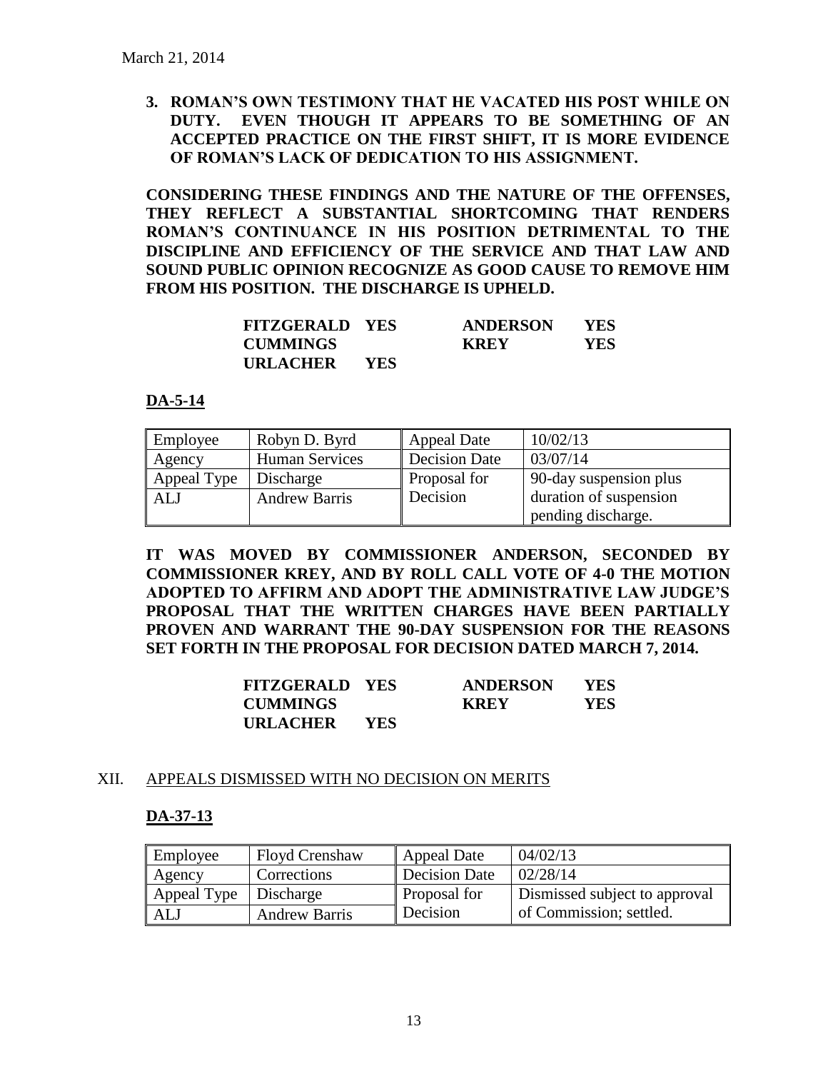March 21, 2014

3. **ROMAN'S OWN TESTIMONY THAT HE VACATED HIS POST WHILE ON DUTY. EVEN THOUGH IT APPEARS TO BE SOMETHING OF AN ACCEPTED PRACTICE ON THE FIRST SHIFT, IT IS MORE EVIDENCE OF ROMAN'S LACK OF DEDICATION TO HIS ASSIGNMENT.**

**CONSIDERING THESE FINDINGS AND THE NATURE OF THE OFFENSES, THEY REFLECT A SUBSTANTIAL SHORTCOMING THAT RENDERS ROMAN'S CONTINUANCE IN HIS POSITION DETRIMENTAL TO THE DISCIPLINE AND EFFICIENCY OF THE SERVICE AND THAT LAW AND SOUND PUBLIC OPINION RECOGNIZE AS GOOD CAUSE TO REMOVE HIM FROM HIS POSITION. THE DISCHARGE IS UPHELD.**

| | | | |
|---|---|---|---|
| **FITZGERALD** | **YES** | **ANDERSON** | **YES** |
| **CUMMINGS** | | **KREY** | **YES** |
| **URLACHER** | **YES** | | |

**DA-5-14**

| Employee | Robyn D. Byrd | Appeal Date | 10/02/13 |
|---|---|---|---|
| Agency | Human Services | Decision Date | 03/07/14 |
| Appeal Type | Discharge | Proposal for Decision | 90-day suspension plus duration of suspension pending discharge. |
| ALJ | Andrew Barris | | |

**IT WAS MOVED BY COMMISSIONER ANDERSON, SECONDED BY COMMISSIONER KREY, AND BY ROLL CALL VOTE OF 4-0 THE MOTION ADOPTED TO AFFIRM AND ADOPT THE ADMINISTRATIVE LAW JUDGE'S PROPOSAL THAT THE WRITTEN CHARGES HAVE BEEN PARTIALLY PROVEN AND WARRANT THE 90-DAY SUSPENSION FOR THE REASONS SET FORTH IN THE PROPOSAL FOR DECISION DATED MARCH 7, 2014.**

| | | | |
|---|---|---|---|
| **FITZGERALD** | **YES** | **ANDERSON** | **YES** |
| **CUMMINGS** | | **KREY** | **YES** |
| **URLACHER** | **YES** | | |

XII. APPEALS DISMISSED WITH NO DECISION ON MERITS

**DA-37-13**

| Employee | Floyd Crenshaw | Appeal Date | 04/02/13 |
|---|---|---|---|
| Agency | Corrections | Decision Date | 02/28/14 |
| Appeal Type | Discharge | Proposal for Decision | Dismissed subject to approval of Commission; settled. |
| ALJ | Andrew Barris | | |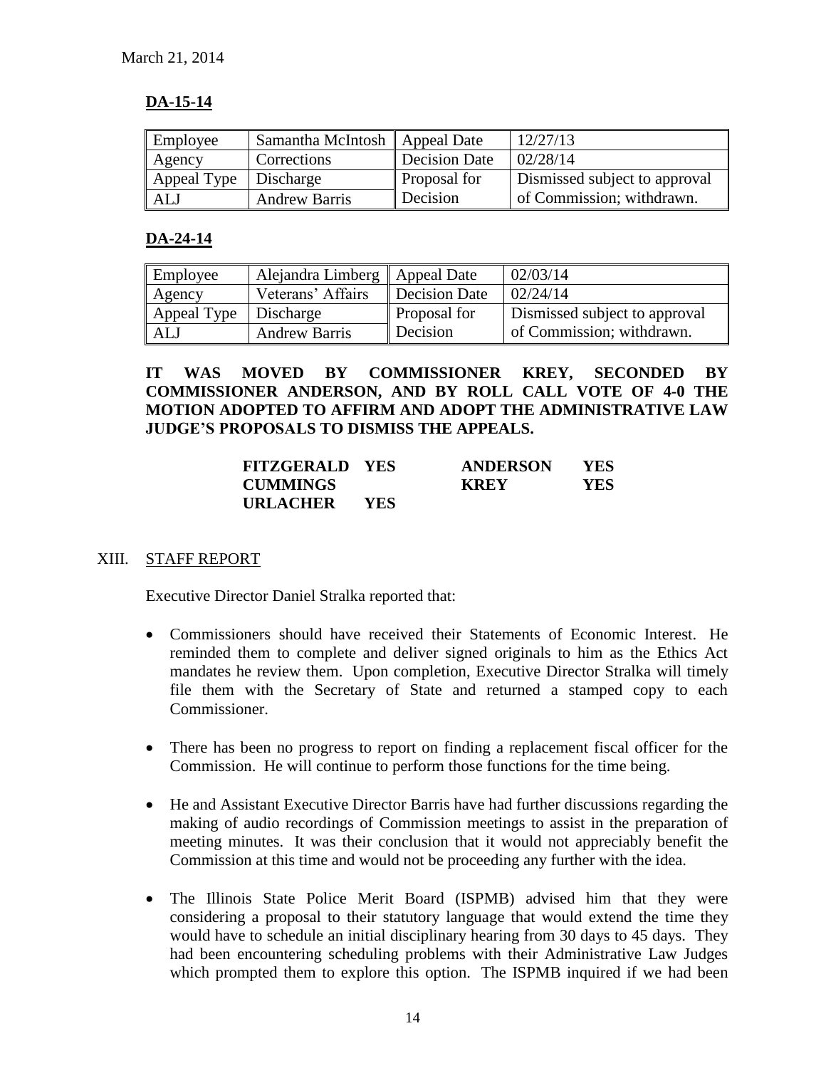March 21, 2014

**DA-15-14**

| Employee | Samantha McIntosh | Appeal Date | 12/27/13 |
|---|---|---|---|
| Agency | Corrections | Decision Date | 02/28/14 |
| Appeal Type | Discharge | Proposal for Decision | Dismissed subject to approval of Commission; withdrawn. |
| ALJ | Andrew Barris | | |

**DA-24-14**

| Employee | Alejandra Limberg | Appeal Date | 02/03/14 |
|---|---|---|---|
| Agency | Veterans' Affairs | Decision Date | 02/24/14 |
| Appeal Type | Discharge | Proposal for Decision | Dismissed subject to approval of Commission; withdrawn. |
| ALJ | Andrew Barris | | |

**IT WAS MOVED BY COMMISSIONER KREY, SECONDED BY COMMISSIONER ANDERSON, AND BY ROLL CALL VOTE OF 4-0 THE MOTION ADOPTED TO AFFIRM AND ADOPT THE ADMINISTRATIVE LAW JUDGE'S PROPOSALS TO DISMISS THE APPEALS.**

| | | | |
|---|---|---|---|
| **FITZGERALD** | **YES** | **ANDERSON** | **YES** |
| **CUMMINGS** | | **KREY** | **YES** |
| **URLACHER** | **YES** | | |

XIII. STAFF REPORT

Executive Director Daniel Stralka reported that:

- Commissioners should have received their Statements of Economic Interest. He reminded them to complete and deliver signed originals to him as the Ethics Act mandates he review them. Upon completion, Executive Director Stralka will timely file them with the Secretary of State and returned a stamped copy to each Commissioner.

- There has been no progress to report on finding a replacement fiscal officer for the Commission. He will continue to perform those functions for the time being.

- He and Assistant Executive Director Barris have had further discussions regarding the making of audio recordings of Commission meetings to assist in the preparation of meeting minutes. It was their conclusion that it would not appreciably benefit the Commission at this time and would not be proceeding any further with the idea.

- The Illinois State Police Merit Board (ISPMB) advised him that they were considering a proposal to their statutory language that would extend the time they would have to schedule an initial disciplinary hearing from 30 days to 45 days. They had been encountering scheduling problems with their Administrative Law Judges which prompted them to explore this option. The ISPMB inquired if we had been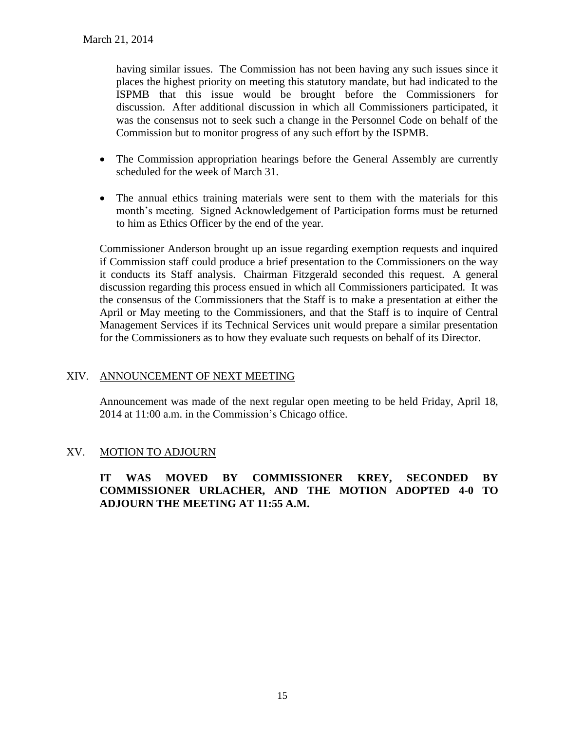having similar issues. The Commission has not been having any such issues since it places the highest priority on meeting this statutory mandate, but had indicated to the ISPMB that this issue would be brought before the Commissioners for discussion. After additional discussion in which all Commissioners participated, it was the consensus not to seek such a change in the Personnel Code on behalf of the Commission but to monitor progress of any such effort by the ISPMB.

- The Commission appropriation hearings before the General Assembly are currently scheduled for the week of March 31.
- The annual ethics training materials were sent to them with the materials for this month's meeting. Signed Acknowledgement of Participation forms must be returned to him as Ethics Officer by the end of the year.

Commissioner Anderson brought up an issue regarding exemption requests and inquired if Commission staff could produce a brief presentation to the Commissioners on the way it conducts its Staff analysis. Chairman Fitzgerald seconded this request. A general discussion regarding this process ensued in which all Commissioners participated. It was the consensus of the Commissioners that the Staff is to make a presentation at either the April or May meeting to the Commissioners, and that the Staff is to inquire of Central Management Services if its Technical Services unit would prepare a similar presentation for the Commissioners as to how they evaluate such requests on behalf of its Director.

## XIV. ANNOUNCEMENT OF NEXT MEETING

Announcement was made of the next regular open meeting to be held Friday, April 18, 2014 at 11:00 a.m. in the Commission's Chicago office.

## XV. MOTION TO ADJOURN

**IT WAS MOVED BY COMMISSIONER KREY, SECONDED BY COMMISSIONER URLACHER, AND THE MOTION ADOPTED 4-0 TO ADJOURN THE MEETING AT 11:55 A.M.**